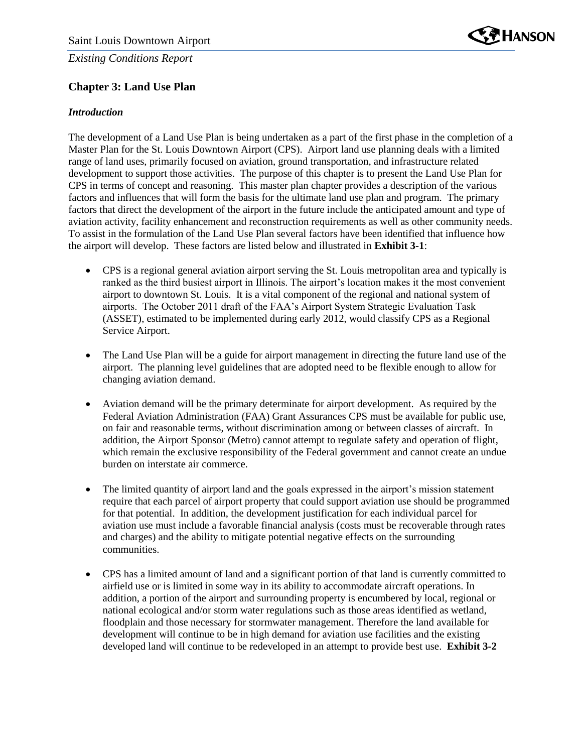## Chapter 3: Land Use Plan

### *Introduction*

The development of a Land Use Plan is being undertaken as a part of the first phase in the completion of a Master Plan for the St. Louis Downtown Airport (CPS). Airport land use planning deals with a limited range of land uses, primarily focused on aviation, ground transportation, and infrastructure related development to support those activities. The purpose of this chapter is to present the Land Use Plan for CPS in terms of concept and reasoning. This master plan chapter provides a description of the various factors and influences that will form the basis for the ultimate land use plan and program. The primary factors that direct the development of the airport in the future include the anticipated amount and type of aviation activity, facility enhancement and reconstruction requirements as well as other community needs. To assist in the formulation of the Land Use Plan several factors have been identified that influence how the airport will develop. These factors are listed below and illustrated in **Exhibit 3-1**:

- CPS is a regional general aviation airport serving the St. Louis metropolitan area and typically is ranked as the third busiest airport in Illinois. The airport's location makes it the most convenient airport to downtown St. Louis. It is a vital component of the regional and national system of airports. The October 2011 draft of the FAA's Airport System Strategic Evaluation Task (ASSET), estimated to be implemented during early 2012, would classify CPS as a Regional Service Airport.

- The Land Use Plan will be a guide for airport management in directing the future land use of the airport. The planning level guidelines that are adopted need to be flexible enough to allow for changing aviation demand.

- Aviation demand will be the primary determinate for airport development. As required by the Federal Aviation Administration (FAA) Grant Assurances CPS must be available for public use, on fair and reasonable terms, without discrimination among or between classes of aircraft. In addition, the Airport Sponsor (Metro) cannot attempt to regulate safety and operation of flight, which remain the exclusive responsibility of the Federal government and cannot create an undue burden on interstate air commerce.

- The limited quantity of airport land and the goals expressed in the airport's mission statement require that each parcel of airport property that could support aviation use should be programmed for that potential. In addition, the development justification for each individual parcel for aviation use must include a favorable financial analysis (costs must be recoverable through rates and charges) and the ability to mitigate potential negative effects on the surrounding communities.

- CPS has a limited amount of land and a significant portion of that land is currently committed to airfield use or is limited in some way in its ability to accommodate aircraft operations. In addition, a portion of the airport and surrounding property is encumbered by local, regional or national ecological and/or storm water regulations such as those areas identified as wetland, floodplain and those necessary for stormwater management. Therefore the land available for development will continue to be in high demand for aviation use facilities and the existing developed land will continue to be redeveloped in an attempt to provide best use. **Exhibit 3-2**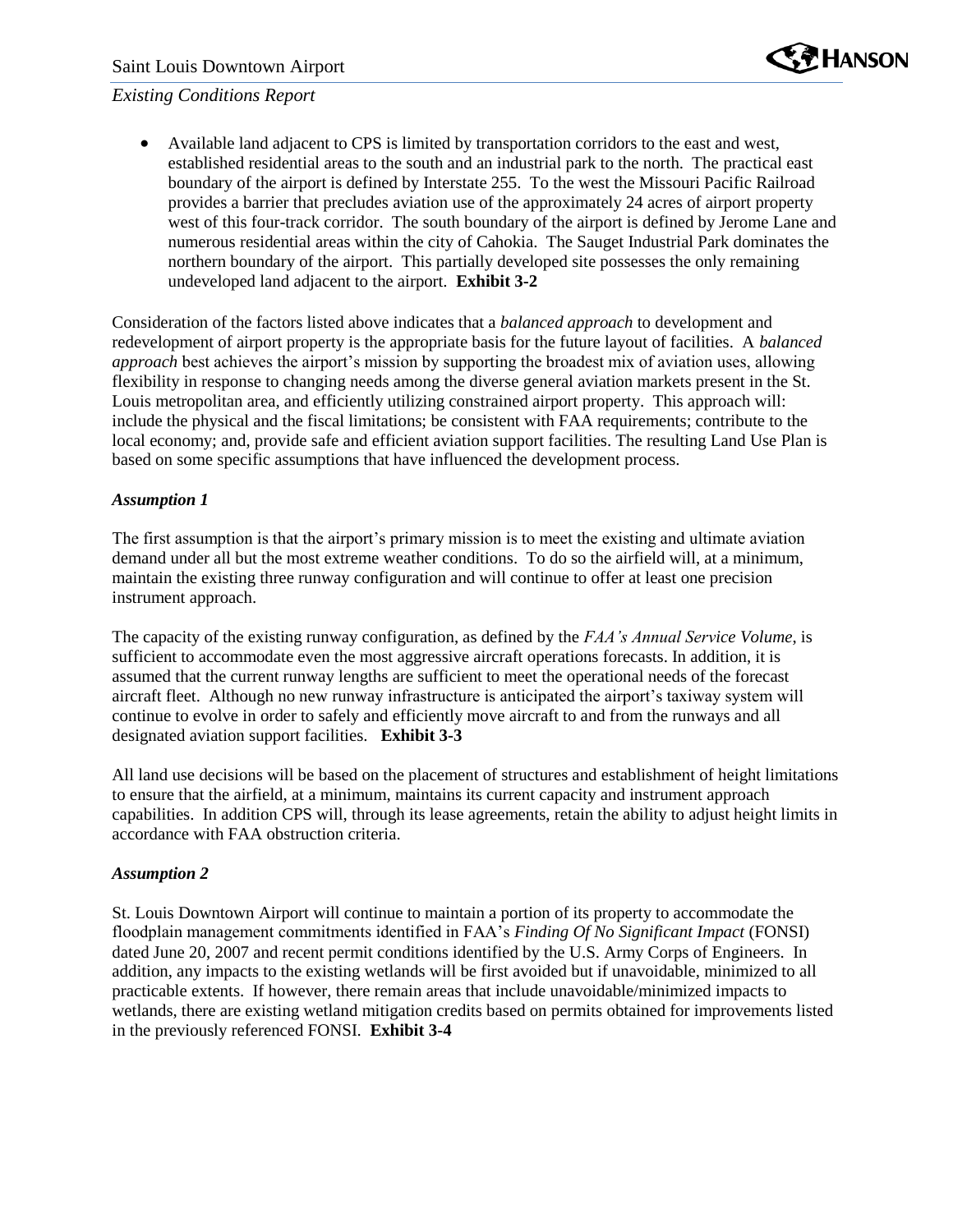- Available land adjacent to CPS is limited by transportation corridors to the east and west, established residential areas to the south and an industrial park to the north. The practical east boundary of the airport is defined by Interstate 255. To the west the Missouri Pacific Railroad provides a barrier that precludes aviation use of the approximately 24 acres of airport property west of this four-track corridor. The south boundary of the airport is defined by Jerome Lane and numerous residential areas within the city of Cahokia. The Sauget Industrial Park dominates the northern boundary of the airport. This partially developed site possesses the only remaining undeveloped land adjacent to the airport. **Exhibit 3-2**

Consideration of the factors listed above indicates that a *balanced approach* to development and redevelopment of airport property is the appropriate basis for the future layout of facilities. A *balanced approach* best achieves the airport's mission by supporting the broadest mix of aviation uses, allowing flexibility in response to changing needs among the diverse general aviation markets present in the St. Louis metropolitan area, and efficiently utilizing constrained airport property. This approach will: include the physical and the fiscal limitations; be consistent with FAA requirements; contribute to the local economy; and, provide safe and efficient aviation support facilities. The resulting Land Use Plan is based on some specific assumptions that have influenced the development process.

***Assumption 1***

The first assumption is that the airport's primary mission is to meet the existing and ultimate aviation demand under all but the most extreme weather conditions. To do so the airfield will, at a minimum, maintain the existing three runway configuration and will continue to offer at least one precision instrument approach.

The capacity of the existing runway configuration, as defined by the *FAA's Annual Service Volume*, is sufficient to accommodate even the most aggressive aircraft operations forecasts. In addition, it is assumed that the current runway lengths are sufficient to meet the operational needs of the forecast aircraft fleet. Although no new runway infrastructure is anticipated the airport's taxiway system will continue to evolve in order to safely and efficiently move aircraft to and from the runways and all designated aviation support facilities. **Exhibit 3-3**

All land use decisions will be based on the placement of structures and establishment of height limitations to ensure that the airfield, at a minimum, maintains its current capacity and instrument approach capabilities. In addition CPS will, through its lease agreements, retain the ability to adjust height limits in accordance with FAA obstruction criteria.

***Assumption 2***

St. Louis Downtown Airport will continue to maintain a portion of its property to accommodate the floodplain management commitments identified in FAA's *Finding Of No Significant Impact* (FONSI) dated June 20, 2007 and recent permit conditions identified by the U.S. Army Corps of Engineers. In addition, any impacts to the existing wetlands will be first avoided but if unavoidable, minimized to all practicable extents. If however, there remain areas that include unavoidable/minimized impacts to wetlands, there are existing wetland mitigation credits based on permits obtained for improvements listed in the previously referenced FONSI. **Exhibit 3-4**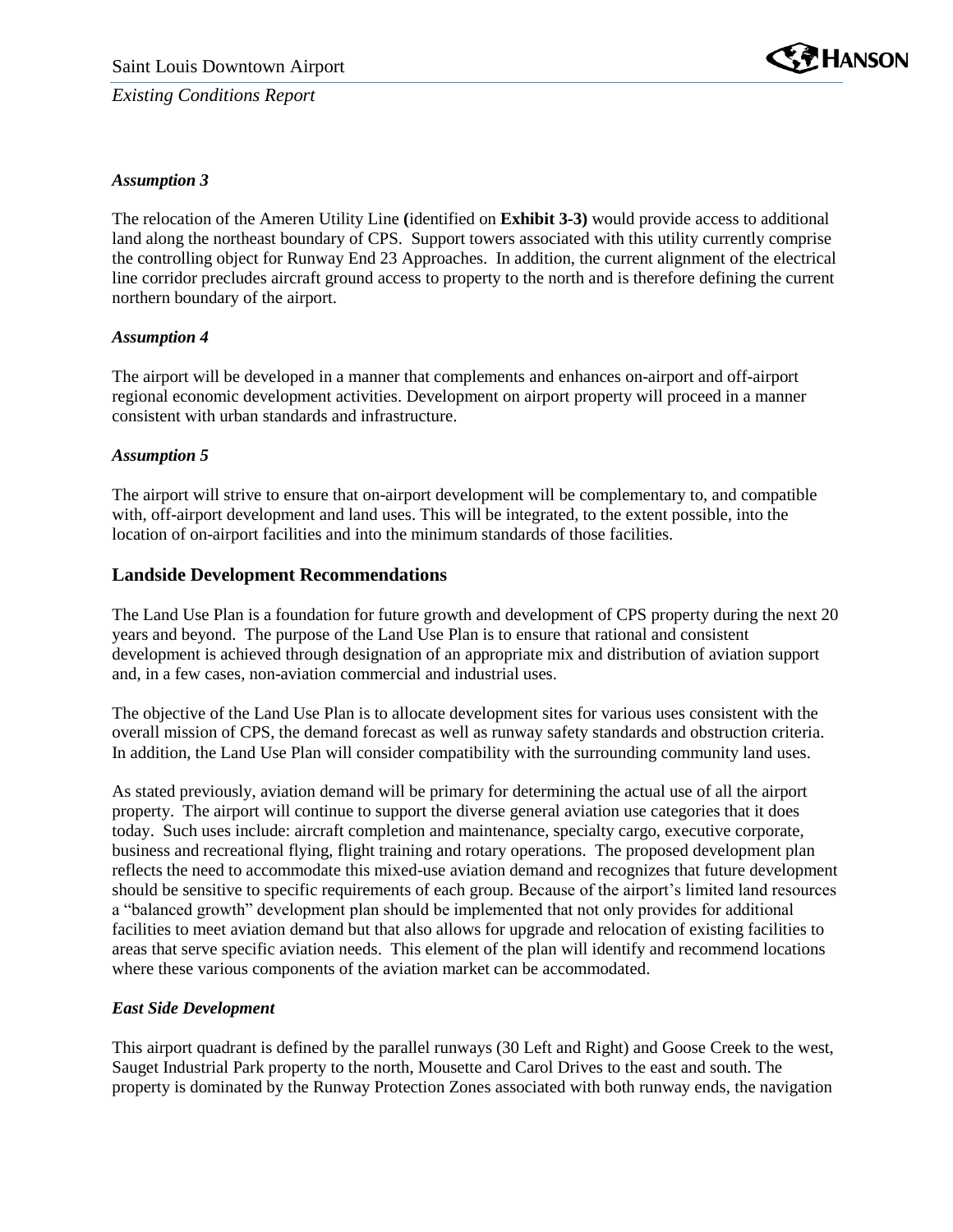*Assumption 3*

The relocation of the Ameren Utility Line **(**identified on **Exhibit 3-3)** would provide access to additional land along the northeast boundary of CPS. Support towers associated with this utility currently comprise the controlling object for Runway End 23 Approaches. In addition, the current alignment of the electrical line corridor precludes aircraft ground access to property to the north and is therefore defining the current northern boundary of the airport.

*Assumption 4*

The airport will be developed in a manner that complements and enhances on-airport and off-airport regional economic development activities. Development on airport property will proceed in a manner consistent with urban standards and infrastructure.

*Assumption 5*

The airport will strive to ensure that on-airport development will be complementary to, and compatible with, off-airport development and land uses. This will be integrated, to the extent possible, into the location of on-airport facilities and into the minimum standards of those facilities.

## Landside Development Recommendations

The Land Use Plan is a foundation for future growth and development of CPS property during the next 20 years and beyond. The purpose of the Land Use Plan is to ensure that rational and consistent development is achieved through designation of an appropriate mix and distribution of aviation support and, in a few cases, non-aviation commercial and industrial uses.

The objective of the Land Use Plan is to allocate development sites for various uses consistent with the overall mission of CPS, the demand forecast as well as runway safety standards and obstruction criteria. In addition, the Land Use Plan will consider compatibility with the surrounding community land uses.

As stated previously, aviation demand will be primary for determining the actual use of all the airport property. The airport will continue to support the diverse general aviation use categories that it does today. Such uses include: aircraft completion and maintenance, specialty cargo, executive corporate, business and recreational flying, flight training and rotary operations. The proposed development plan reflects the need to accommodate this mixed-use aviation demand and recognizes that future development should be sensitive to specific requirements of each group. Because of the airport's limited land resources a "balanced growth" development plan should be implemented that not only provides for additional facilities to meet aviation demand but that also allows for upgrade and relocation of existing facilities to areas that serve specific aviation needs. This element of the plan will identify and recommend locations where these various components of the aviation market can be accommodated.

*East Side Development*

This airport quadrant is defined by the parallel runways (30 Left and Right) and Goose Creek to the west, Sauget Industrial Park property to the north, Mousette and Carol Drives to the east and south. The property is dominated by the Runway Protection Zones associated with both runway ends, the navigation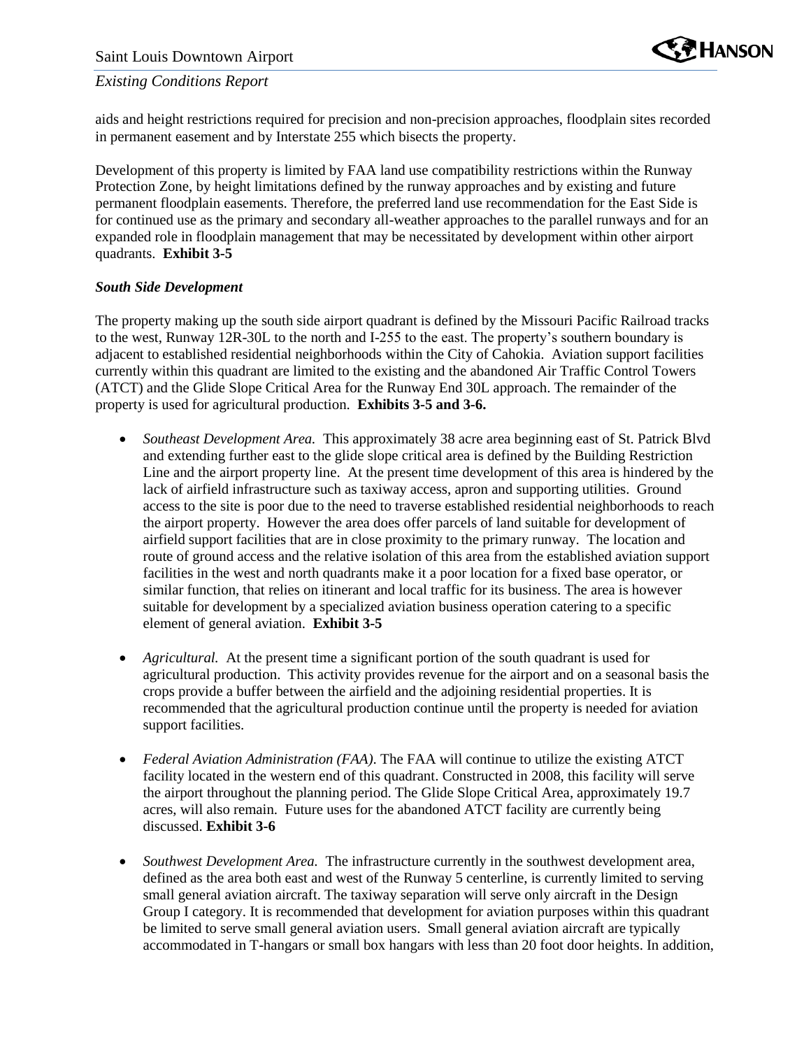aids and height restrictions required for precision and non-precision approaches, floodplain sites recorded in permanent easement and by Interstate 255 which bisects the property.

Development of this property is limited by FAA land use compatibility restrictions within the Runway Protection Zone, by height limitations defined by the runway approaches and by existing and future permanent floodplain easements. Therefore, the preferred land use recommendation for the East Side is for continued use as the primary and secondary all-weather approaches to the parallel runways and for an expanded role in floodplain management that may be necessitated by development within other airport quadrants. **Exhibit 3-5**

***South Side Development***

The property making up the south side airport quadrant is defined by the Missouri Pacific Railroad tracks to the west, Runway 12R-30L to the north and I-255 to the east. The property's southern boundary is adjacent to established residential neighborhoods within the City of Cahokia. Aviation support facilities currently within this quadrant are limited to the existing and the abandoned Air Traffic Control Towers (ATCT) and the Glide Slope Critical Area for the Runway End 30L approach. The remainder of the property is used for agricultural production. **Exhibits 3-5 and 3-6.**

- *Southeast Development Area.* This approximately 38 acre area beginning east of St. Patrick Blvd and extending further east to the glide slope critical area is defined by the Building Restriction Line and the airport property line. At the present time development of this area is hindered by the lack of airfield infrastructure such as taxiway access, apron and supporting utilities. Ground access to the site is poor due to the need to traverse established residential neighborhoods to reach the airport property. However the area does offer parcels of land suitable for development of airfield support facilities that are in close proximity to the primary runway. The location and route of ground access and the relative isolation of this area from the established aviation support facilities in the west and north quadrants make it a poor location for a fixed base operator, or similar function, that relies on itinerant and local traffic for its business. The area is however suitable for development by a specialized aviation business operation catering to a specific element of general aviation. **Exhibit 3-5**

- *Agricultural.* At the present time a significant portion of the south quadrant is used for agricultural production. This activity provides revenue for the airport and on a seasonal basis the crops provide a buffer between the airfield and the adjoining residential properties. It is recommended that the agricultural production continue until the property is needed for aviation support facilities.

- *Federal Aviation Administration (FAA).* The FAA will continue to utilize the existing ATCT facility located in the western end of this quadrant. Constructed in 2008, this facility will serve the airport throughout the planning period. The Glide Slope Critical Area, approximately 19.7 acres, will also remain. Future uses for the abandoned ATCT facility are currently being discussed. **Exhibit 3-6**

- *Southwest Development Area.* The infrastructure currently in the southwest development area, defined as the area both east and west of the Runway 5 centerline, is currently limited to serving small general aviation aircraft. The taxiway separation will serve only aircraft in the Design Group I category. It is recommended that development for aviation purposes within this quadrant be limited to serve small general aviation users. Small general aviation aircraft are typically accommodated in T-hangars or small box hangars with less than 20 foot door heights. In addition,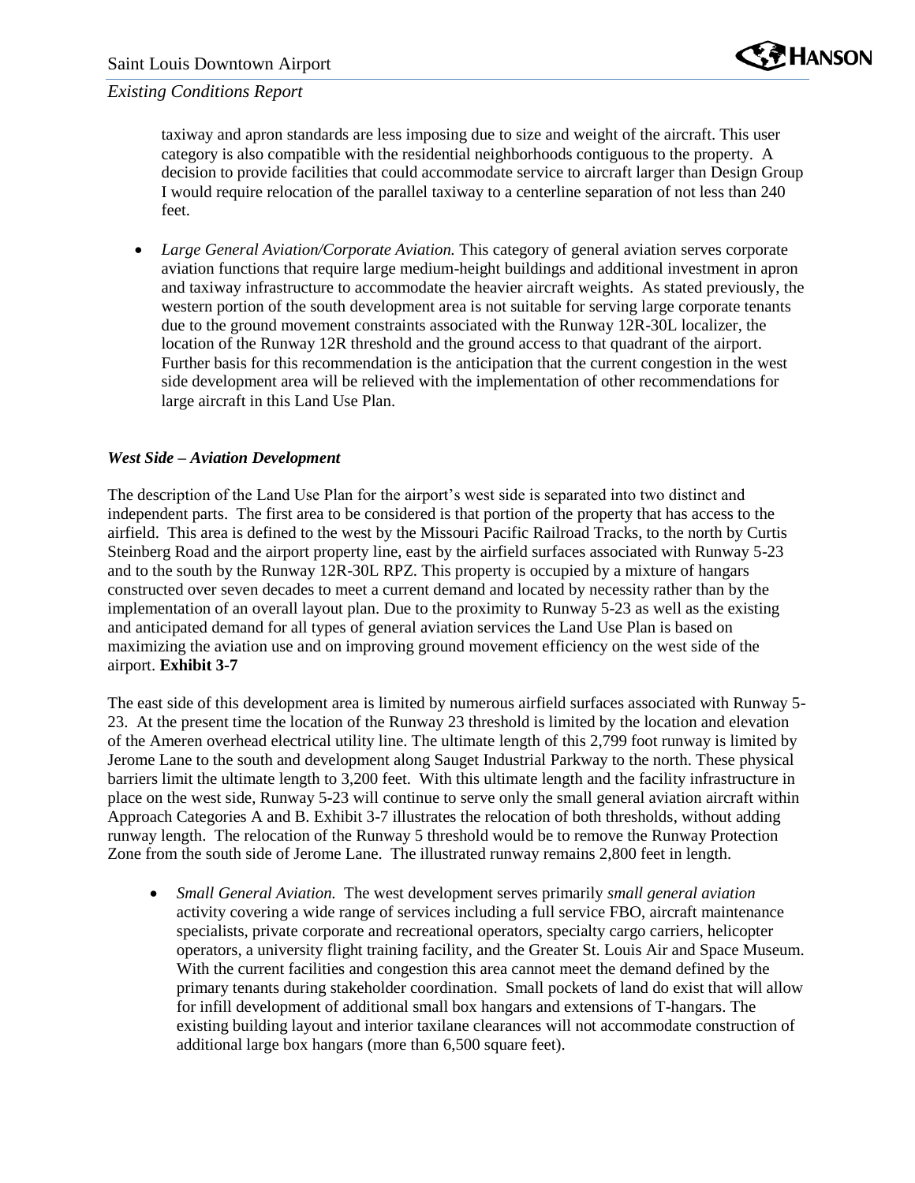taxiway and apron standards are less imposing due to size and weight of the aircraft. This user category is also compatible with the residential neighborhoods contiguous to the property. A decision to provide facilities that could accommodate service to aircraft larger than Design Group I would require relocation of the parallel taxiway to a centerline separation of not less than 240 feet.

- *Large General Aviation/Corporate Aviation.* This category of general aviation serves corporate aviation functions that require large medium-height buildings and additional investment in apron and taxiway infrastructure to accommodate the heavier aircraft weights. As stated previously, the western portion of the south development area is not suitable for serving large corporate tenants due to the ground movement constraints associated with the Runway 12R-30L localizer, the location of the Runway 12R threshold and the ground access to that quadrant of the airport. Further basis for this recommendation is the anticipation that the current congestion in the west side development area will be relieved with the implementation of other recommendations for large aircraft in this Land Use Plan.

### *West Side – Aviation Development*

The description of the Land Use Plan for the airport's west side is separated into two distinct and independent parts. The first area to be considered is that portion of the property that has access to the airfield. This area is defined to the west by the Missouri Pacific Railroad Tracks, to the north by Curtis Steinberg Road and the airport property line, east by the airfield surfaces associated with Runway 5-23 and to the south by the Runway 12R-30L RPZ. This property is occupied by a mixture of hangars constructed over seven decades to meet a current demand and located by necessity rather than by the implementation of an overall layout plan. Due to the proximity to Runway 5-23 as well as the existing and anticipated demand for all types of general aviation services the Land Use Plan is based on maximizing the aviation use and on improving ground movement efficiency on the west side of the airport. **Exhibit 3-7**

The east side of this development area is limited by numerous airfield surfaces associated with Runway 5-23. At the present time the location of the Runway 23 threshold is limited by the location and elevation of the Ameren overhead electrical utility line. The ultimate length of this 2,799 foot runway is limited by Jerome Lane to the south and development along Sauget Industrial Parkway to the north. These physical barriers limit the ultimate length to 3,200 feet. With this ultimate length and the facility infrastructure in place on the west side, Runway 5-23 will continue to serve only the small general aviation aircraft within Approach Categories A and B. Exhibit 3-7 illustrates the relocation of both thresholds, without adding runway length. The relocation of the Runway 5 threshold would be to remove the Runway Protection Zone from the south side of Jerome Lane. The illustrated runway remains 2,800 feet in length.

- *Small General Aviation.* The west development serves primarily *small general aviation* activity covering a wide range of services including a full service FBO, aircraft maintenance specialists, private corporate and recreational operators, specialty cargo carriers, helicopter operators, a university flight training facility, and the Greater St. Louis Air and Space Museum. With the current facilities and congestion this area cannot meet the demand defined by the primary tenants during stakeholder coordination. Small pockets of land do exist that will allow for infill development of additional small box hangars and extensions of T-hangars. The existing building layout and interior taxilane clearances will not accommodate construction of additional large box hangars (more than 6,500 square feet).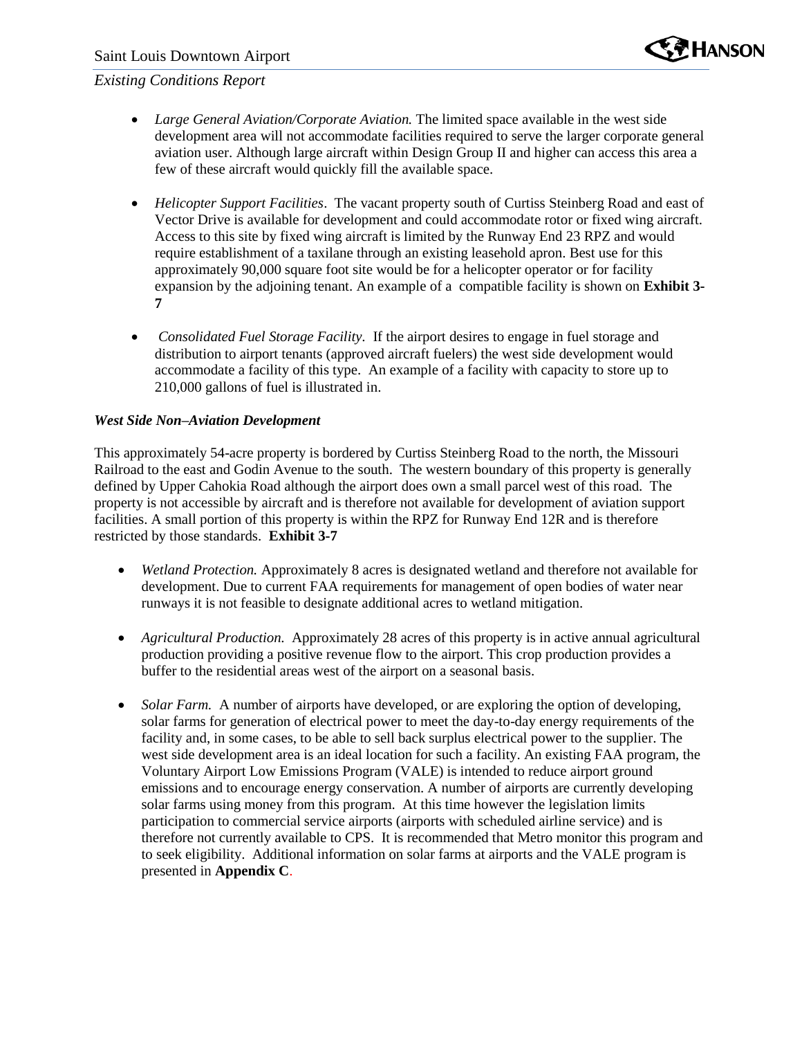- *Large General Aviation/Corporate Aviation.* The limited space available in the west side development area will not accommodate facilities required to serve the larger corporate general aviation user. Although large aircraft within Design Group II and higher can access this area a few of these aircraft would quickly fill the available space.

- *Helicopter Support Facilities*. The vacant property south of Curtiss Steinberg Road and east of Vector Drive is available for development and could accommodate rotor or fixed wing aircraft. Access to this site by fixed wing aircraft is limited by the Runway End 23 RPZ and would require establishment of a taxilane through an existing leasehold apron. Best use for this approximately 90,000 square foot site would be for a helicopter operator or for facility expansion by the adjoining tenant. An example of a compatible facility is shown on **Exhibit 3-7**

- *Consolidated Fuel Storage Facility*. If the airport desires to engage in fuel storage and distribution to airport tenants (approved aircraft fuelers) the west side development would accommodate a facility of this type. An example of a facility with capacity to store up to 210,000 gallons of fuel is illustrated in.

***West Side Non–Aviation Development***

This approximately 54-acre property is bordered by Curtiss Steinberg Road to the north, the Missouri Railroad to the east and Godin Avenue to the south. The western boundary of this property is generally defined by Upper Cahokia Road although the airport does own a small parcel west of this road. The property is not accessible by aircraft and is therefore not available for development of aviation support facilities. A small portion of this property is within the RPZ for Runway End 12R and is therefore restricted by those standards. **Exhibit 3-7**

- *Wetland Protection.* Approximately 8 acres is designated wetland and therefore not available for development. Due to current FAA requirements for management of open bodies of water near runways it is not feasible to designate additional acres to wetland mitigation.

- *Agricultural Production.* Approximately 28 acres of this property is in active annual agricultural production providing a positive revenue flow to the airport. This crop production provides a buffer to the residential areas west of the airport on a seasonal basis.

- *Solar Farm.* A number of airports have developed, or are exploring the option of developing, solar farms for generation of electrical power to meet the day-to-day energy requirements of the facility and, in some cases, to be able to sell back surplus electrical power to the supplier. The west side development area is an ideal location for such a facility. An existing FAA program, the Voluntary Airport Low Emissions Program (VALE) is intended to reduce airport ground emissions and to encourage energy conservation. A number of airports are currently developing solar farms using money from this program. At this time however the legislation limits participation to commercial service airports (airports with scheduled airline service) and is therefore not currently available to CPS. It is recommended that Metro monitor this program and to seek eligibility. Additional information on solar farms at airports and the VALE program is presented in **Appendix C**.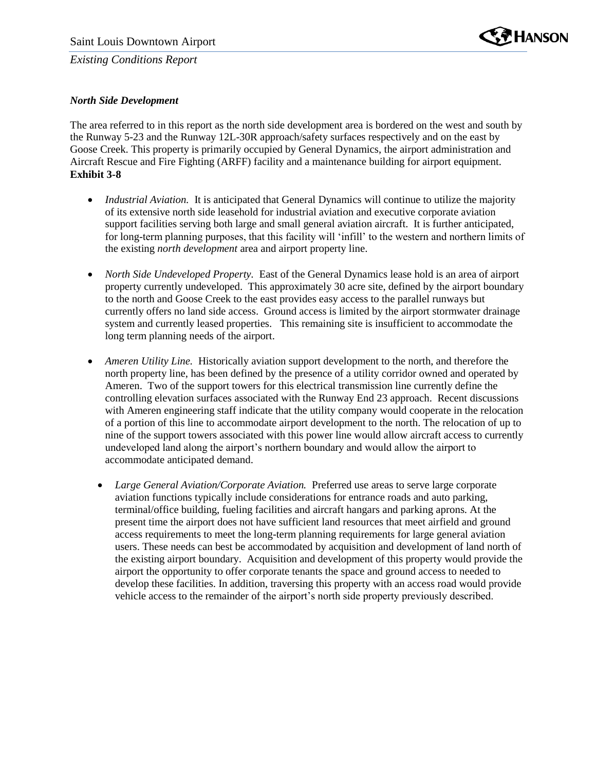### *North Side Development*

The area referred to in this report as the north side development area is bordered on the west and south by the Runway 5-23 and the Runway 12L-30R approach/safety surfaces respectively and on the east by Goose Creek. This property is primarily occupied by General Dynamics, the airport administration and Aircraft Rescue and Fire Fighting (ARFF) facility and a maintenance building for airport equipment. **Exhibit 3-8**

- *Industrial Aviation.* It is anticipated that General Dynamics will continue to utilize the majority of its extensive north side leasehold for industrial aviation and executive corporate aviation support facilities serving both large and small general aviation aircraft. It is further anticipated, for long-term planning purposes, that this facility will 'infill' to the western and northern limits of the existing *north development* area and airport property line.

- *North Side Undeveloped Property.* East of the General Dynamics lease hold is an area of airport property currently undeveloped. This approximately 30 acre site, defined by the airport boundary to the north and Goose Creek to the east provides easy access to the parallel runways but currently offers no land side access. Ground access is limited by the airport stormwater drainage system and currently leased properties. This remaining site is insufficient to accommodate the long term planning needs of the airport.

- *Ameren Utility Line.* Historically aviation support development to the north, and therefore the north property line, has been defined by the presence of a utility corridor owned and operated by Ameren. Two of the support towers for this electrical transmission line currently define the controlling elevation surfaces associated with the Runway End 23 approach. Recent discussions with Ameren engineering staff indicate that the utility company would cooperate in the relocation of a portion of this line to accommodate airport development to the north. The relocation of up to nine of the support towers associated with this power line would allow aircraft access to currently undeveloped land along the airport's northern boundary and would allow the airport to accommodate anticipated demand.

  - *Large General Aviation/Corporate Aviation.* Preferred use areas to serve large corporate aviation functions typically include considerations for entrance roads and auto parking, terminal/office building, fueling facilities and aircraft hangars and parking aprons. At the present time the airport does not have sufficient land resources that meet airfield and ground access requirements to meet the long-term planning requirements for large general aviation users. These needs can best be accommodated by acquisition and development of land north of the existing airport boundary. Acquisition and development of this property would provide the airport the opportunity to offer corporate tenants the space and ground access to needed to develop these facilities. In addition, traversing this property with an access road would provide vehicle access to the remainder of the airport's north side property previously described.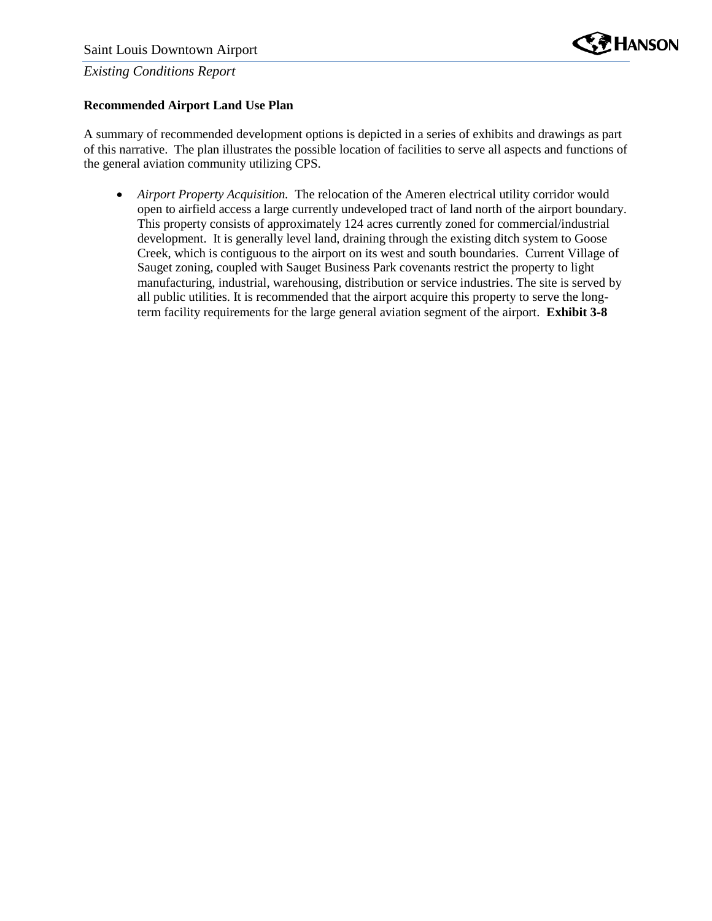**Recommended Airport Land Use Plan**

A summary of recommended development options is depicted in a series of exhibits and drawings as part of this narrative. The plan illustrates the possible location of facilities to serve all aspects and functions of the general aviation community utilizing CPS.

- *Airport Property Acquisition.* The relocation of the Ameren electrical utility corridor would open to airfield access a large currently undeveloped tract of land north of the airport boundary. This property consists of approximately 124 acres currently zoned for commercial/industrial development. It is generally level land, draining through the existing ditch system to Goose Creek, which is contiguous to the airport on its west and south boundaries. Current Village of Sauget zoning, coupled with Sauget Business Park covenants restrict the property to light manufacturing, industrial, warehousing, distribution or service industries. The site is served by all public utilities. It is recommended that the airport acquire this property to serve the long-term facility requirements for the large general aviation segment of the airport. **Exhibit 3-8**